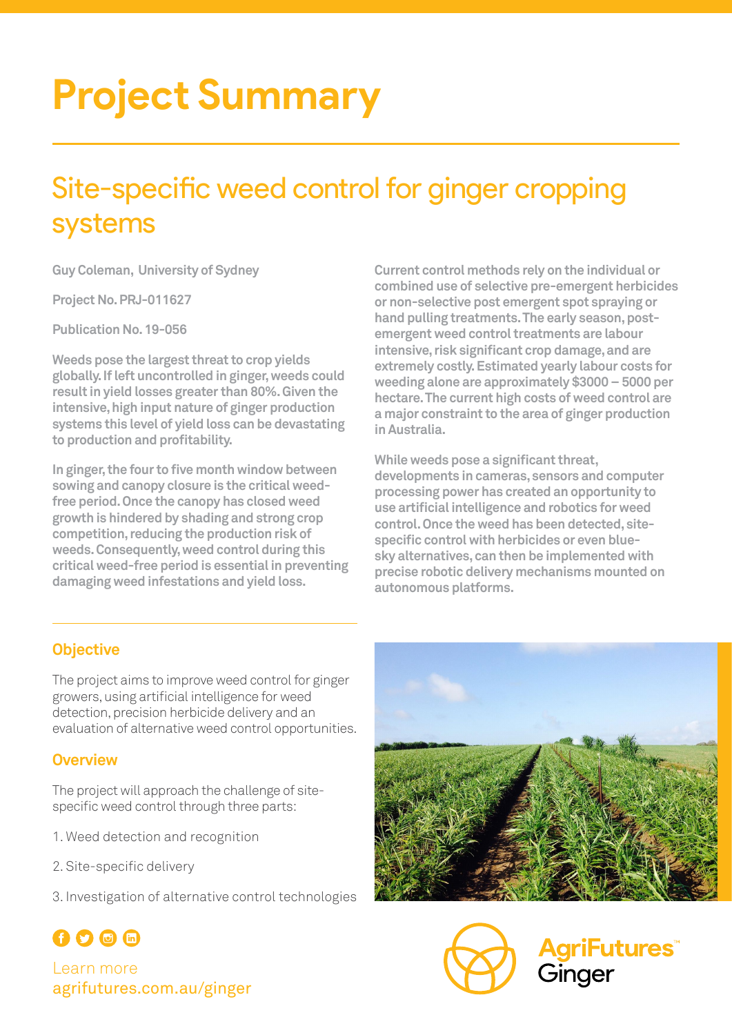# Project Summary

## Site-specific weed control for ginger cropping systems

Guy Coleman, University of Sydney

Project No. PRJ-011627

Publication No. 19-056

**Weeds pose the largest threat to crop yields globally. If left uncontrolled in ginger, weeds could result in yield losses greater than 80%. Given the intensive, high input nature of ginger production systems this level of yield loss can be devastating to production and profitability.**

**In ginger, the four to five month window between sowing and canopy closure is the critical weed-free period. Once the canopy has closed weed growth is hindered by shading and strong crop competition, reducing the production risk of weeds. Consequently, weed control during this critical weed-free period is essential in preventing damaging weed infestations and yield loss.**

**Current control methods rely on the individual or combined use of selective pre-emergent herbicides or non-selective post emergent spot spraying or hand pulling treatments. The early season, post-emergent weed control treatments are labour intensive, risk significant crop damage, and are extremely costly. Estimated yearly labour costs for weeding alone are approximately $3000 – 5000 per hectare. The current high costs of weed control are a major constraint to the area of ginger production in Australia.**

**While weeds pose a significant threat, developments in cameras, sensors and computer processing power has created an opportunity to use artificial intelligence and robotics for weed control. Once the weed has been detected, site-specific control with herbicides or even blue-sky alternatives, can then be implemented with precise robotic delivery mechanisms mounted on autonomous platforms.**

### Objective

The project aims to improve weed control for ginger growers, using artificial intelligence for weed detection, precision herbicide delivery and an evaluation of alternative weed control opportunities.

### Overview

The project will approach the challenge of site-specific weed control through three parts:

1. Weed detection and recognition
2. Site-specific delivery
3. Investigation of alternative control technologies

Learn more
agrifutures.com.au/ginger

AgriFutures™ Ginger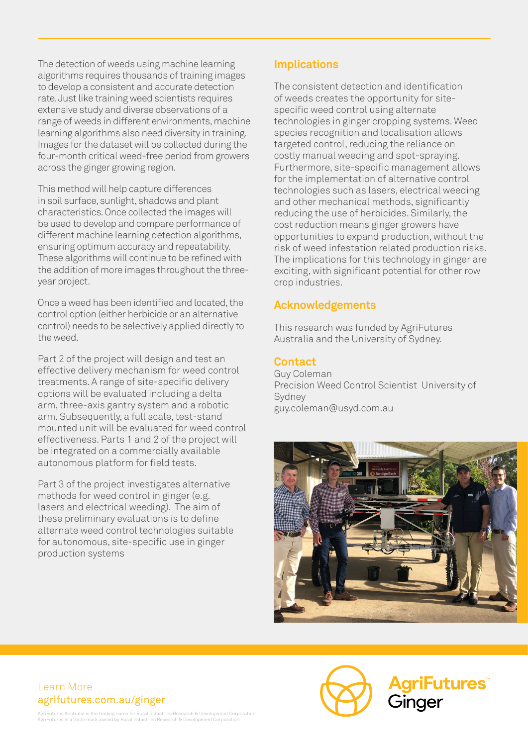The detection of weeds using machine learning algorithms requires thousands of training images to develop a consistent and accurate detection rate. Just like training weed scientists requires extensive study and diverse observations of a range of weeds in different environments, machine learning algorithms also need diversity in training. Images for the dataset will be collected during the four-month critical weed-free period from growers across the ginger growing region.

This method will help capture differences in soil surface, sunlight, shadows and plant characteristics. Once collected the images will be used to develop and compare performance of different machine learning detection algorithms, ensuring optimum accuracy and repeatability. These algorithms will continue to be refined with the addition of more images throughout the three-year project.

Once a weed has been identified and located, the control option (either herbicide or an alternative control) needs to be selectively applied directly to the weed.

Part 2 of the project will design and test an effective delivery mechanism for weed control treatments. A range of site-specific delivery options will be evaluated including a delta arm, three-axis gantry system and a robotic arm. Subsequently, a full scale, test-stand mounted unit will be evaluated for weed control effectiveness. Parts 1 and 2 of the project will be integrated on a commercially available autonomous platform for field tests.

Part 3 of the project investigates alternative methods for weed control in ginger (e.g. lasers and electrical weeding). The aim of these preliminary evaluations is to define alternate weed control technologies suitable for autonomous, site-specific use in ginger production systems

## Implications

The consistent detection and identification of weeds creates the opportunity for site-specific weed control using alternate technologies in ginger cropping systems. Weed species recognition and localisation allows targeted control, reducing the reliance on costly manual weeding and spot-spraying. Furthermore, site-specific management allows for the implementation of alternative control technologies such as lasers, electrical weeding and other mechanical methods, significantly reducing the use of herbicides. Similarly, the cost reduction means ginger growers have opportunities to expand production, without the risk of weed infestation related production risks. The implications for this technology in ginger are exciting, with significant potential for other row crop industries.

## Acknowledgements

This research was funded by AgriFutures Australia and the University of Sydney.

## Contact

Guy Coleman
Precision Weed Control Scientist University of Sydney
guy.coleman@usyd.com.au

Learn More
agrifutures.com.au/ginger

AgriFutures Australia is the trading name for Rural Industries Research & Development Corporation.
AgriFutures is a trade mark owned by Rural Industries Research & Development Corporation.

AgriFutures™ Ginger